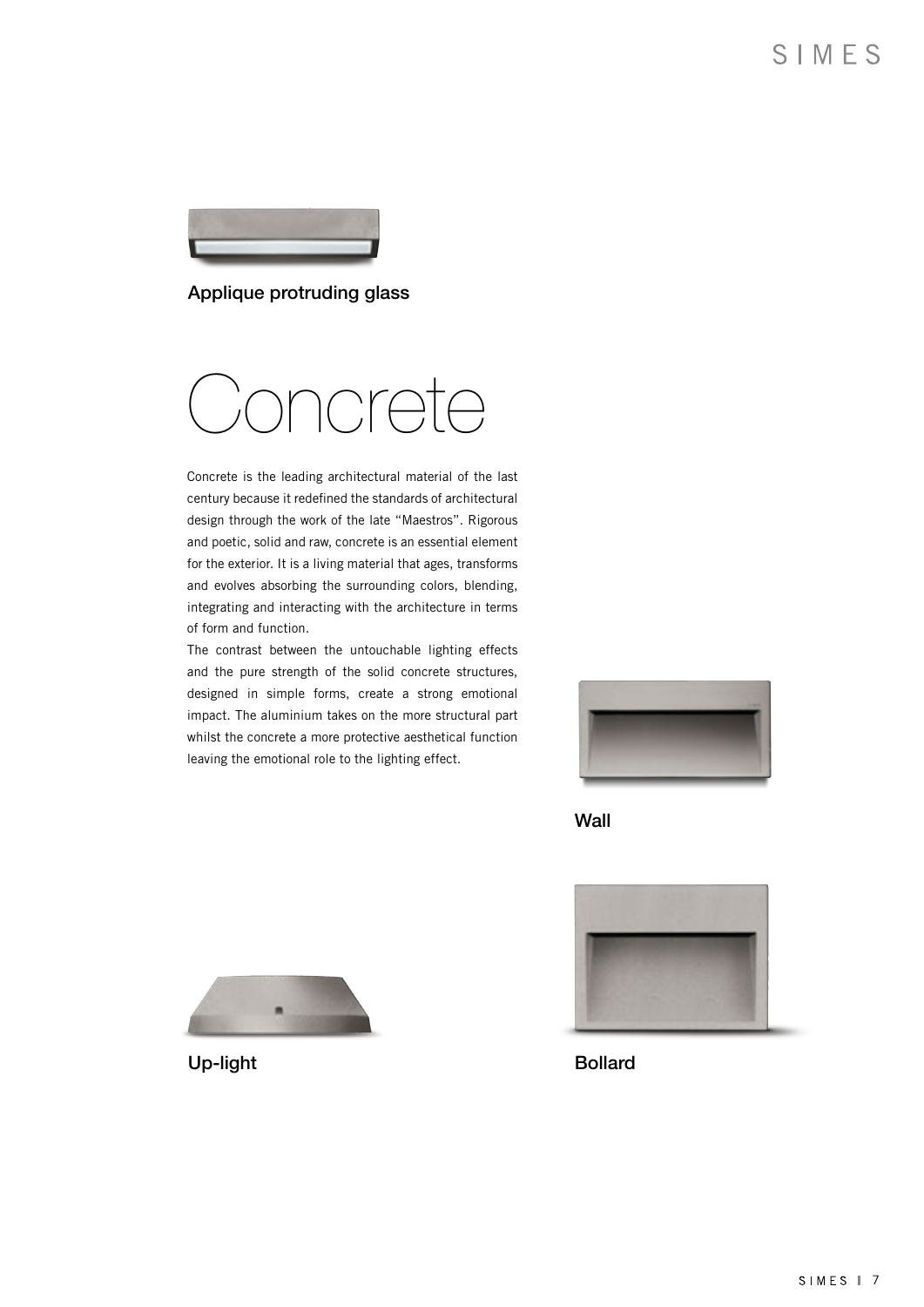Applique protruding glass

# Concrete

Concrete is the leading architectural material of the last century because it redefined the standards of architectural design through the work of the late "Maestros". Rigorous and poetic, solid and raw, concrete is an essential element for the exterior. It is a living material that ages, transforms and evolves absorbing the surrounding colors, blending, integrating and interacting with the architecture in terms of form and function.

The contrast between the untouchable lighting effects and the pure strength of the solid concrete structures, designed in simple forms, create a strong emotional impact. The aluminium takes on the more structural part whilst the concrete a more protective aesthetical function leaving the emotional role to the lighting effect.

Wall

Up-light

Bollard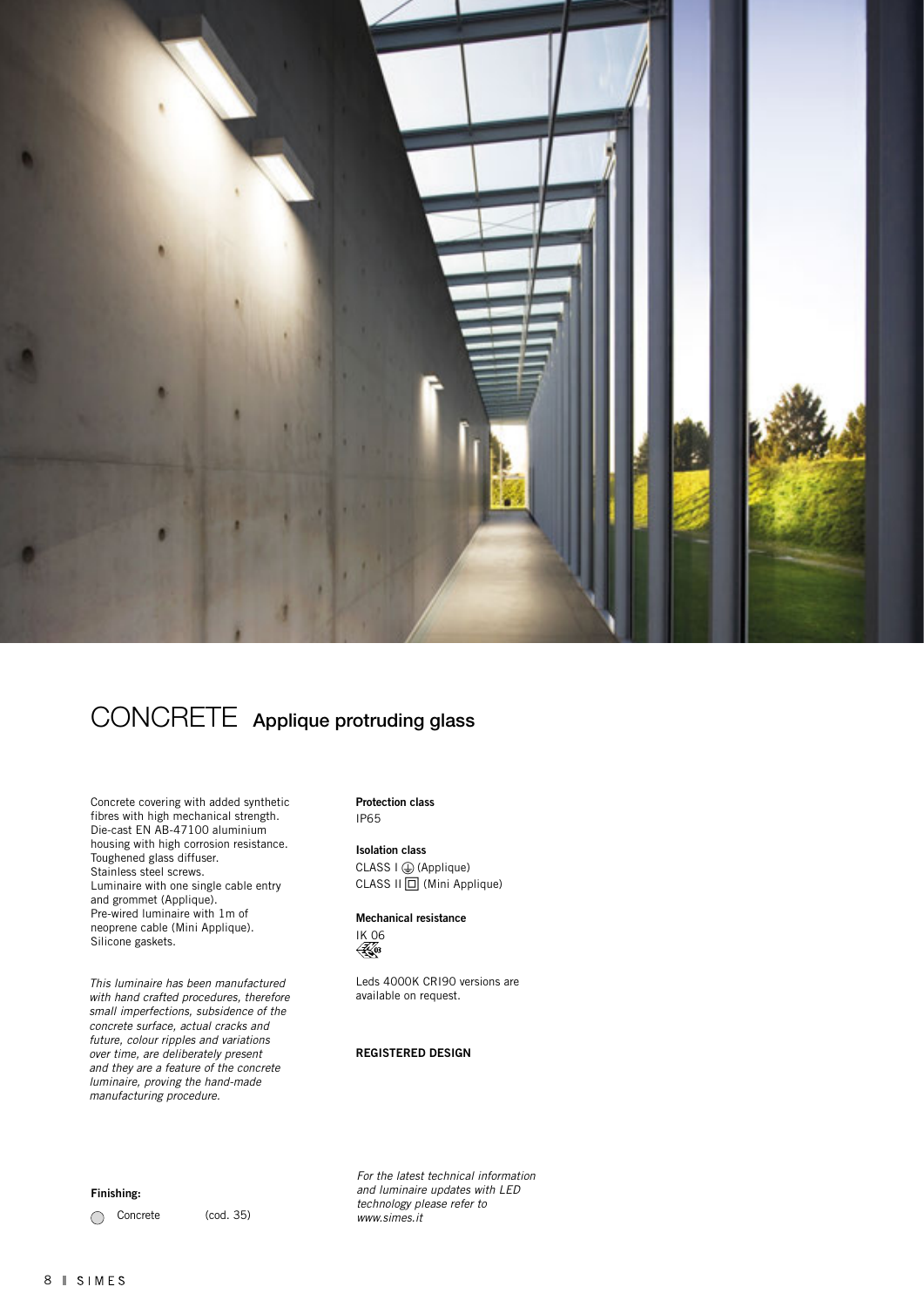# CONCRETE Applique protruding glass

Concrete covering with added synthetic fibres with high mechanical strength.
Die-cast EN AB-47100 aluminium housing with high corrosion resistance.
Toughened glass diffuser.
Stainless steel screws.
Luminaire with one single cable entry and grommet (Applique).
Pre-wired luminaire with 1m of neoprene cable (Mini Applique).
Silicone gaskets.

*This luminaire has been manufactured with hand crafted procedures, therefore small imperfections, subsidence of the concrete surface, actual cracks and future, colour ripples and variations over time, are deliberately present and they are a feature of the concrete luminaire, proving the hand-made manufacturing procedure.*

**Protection class**
IP65

**Isolation class**
CLASS I ⏚ (Applique)
CLASS II ⧈ (Mini Applique)

**Mechanical resistance**
IK 06

Leds 4000K CRI90 versions are available on request.

**REGISTERED DESIGN**

**Finishing:**

◯ Concrete (cod. 35)

*For the latest technical information and luminaire updates with LED technology please refer to www.simes.it*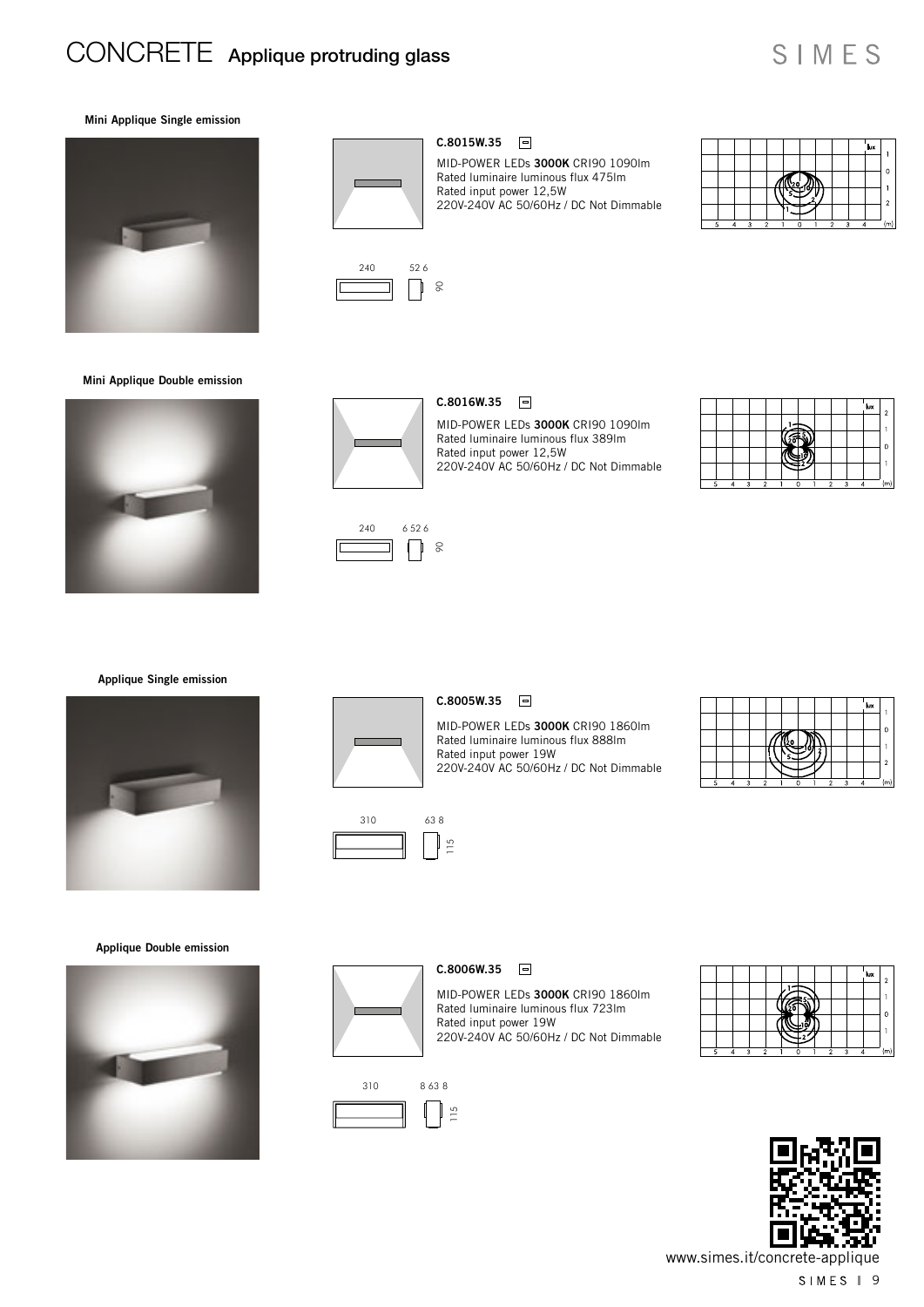# CONCRETE Applique protruding glass

### Mini Applique Single emission

**C.8015W.35**

MID-POWER LEDs **3000K** CRI90 1090lm
Rated luminaire luminous flux 475lm
Rated input power 12,5W
220V-240V AC 50/60Hz / DC Not Dimmable

240 52 6 90

### Mini Applique Double emission

**C.8016W.35**

MID-POWER LEDs **3000K** CRI90 1090lm
Rated luminaire luminous flux 389lm
Rated input power 12,5W
220V-240V AC 50/60Hz / DC Not Dimmable

240 6 52 6 90

### Applique Single emission

**C.8005W.35**

MID-POWER LEDs **3000K** CRI90 1860lm
Rated luminaire luminous flux 888lm
Rated input power 19W
220V-240V AC 50/60Hz / DC Not Dimmable

310 63 8 115

### Applique Double emission

**C.8006W.35**

MID-POWER LEDs **3000K** CRI90 1860lm
Rated luminaire luminous flux 723lm
Rated input power 19W
220V-240V AC 50/60Hz / DC Not Dimmable

310 8 63 8 115

www.simes.it/concrete-applique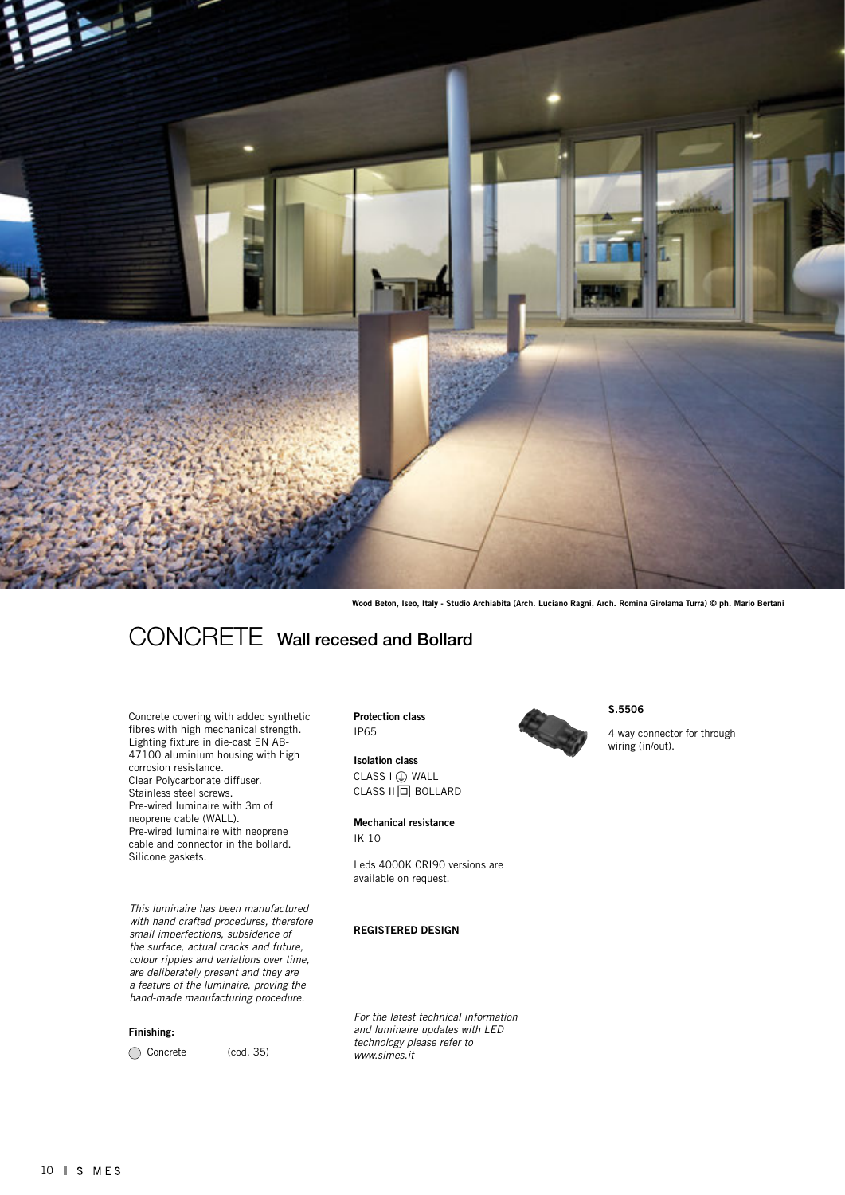Wood Beton, Iseo, Italy - Studio Archiabita (Arch. Luciano Ragni, Arch. Romina Girolama Turra) © ph. Mario Bertani

# CONCRETE Wall recessed and Bollard

Concrete covering with added synthetic fibres with high mechanical strength.
Lighting fixture in die-cast EN AB-47100 aluminium housing with high corrosion resistance.
Clear Polycarbonate diffuser.
Stainless steel screws.
Pre-wired luminaire with 3m of neoprene cable (WALL).
Pre-wired luminaire with neoprene cable and connector in the bollard.
Silicone gaskets.

*This luminaire has been manufactured with hand crafted procedures, therefore small imperfections, subsidence of the surface, actual cracks and future, colour ripples and variations over time, are deliberately present and they are a feature of the luminaire, proving the hand-made manufacturing procedure.*

**Finishing:**

◯ Concrete (cod. 35)

**Protection class**
IP65

**Isolation class**
CLASS I ⏚ WALL
CLASS II ⧈ BOLLARD

**Mechanical resistance**
IK 10

Leds 4000K CRI90 versions are available on request.

**REGISTERED DESIGN**

*For the latest technical information and luminaire updates with LED technology please refer to www.simes.it*

**S.5506**

4 way connector for through wiring (in/out).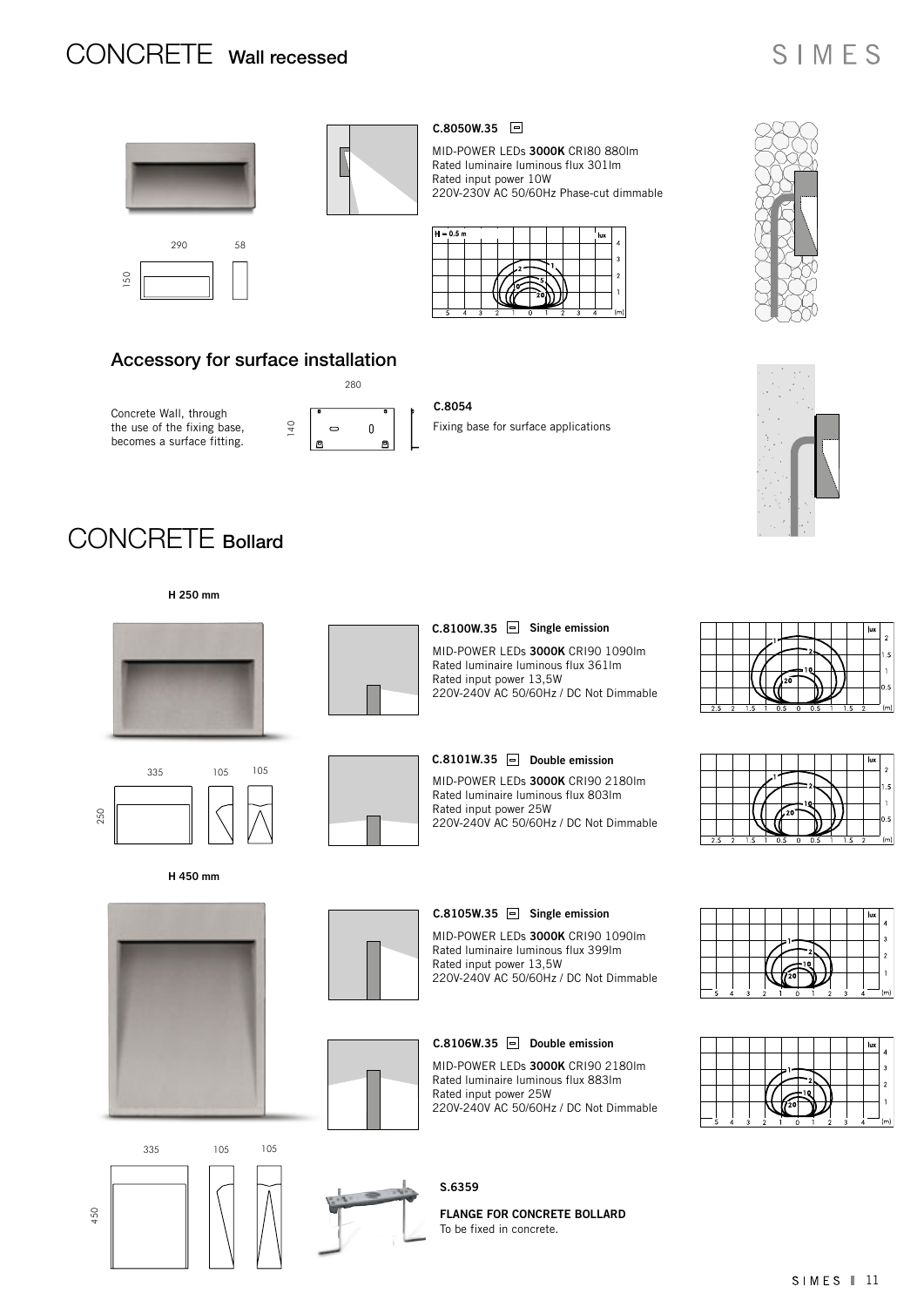# CONCRETE Wall recessed

**C.8050W.35**

MID-POWER LEDs **3000K** CRI80 880lm
Rated luminaire luminous flux 301lm
Rated input power 10W
220V-230V AC 50/60Hz Phase-cut dimmable

290 58 150

## Accessory for surface installation

Concrete Wall, through the use of the fixing base, becomes a surface fitting.

280 140

**C.8054**

Fixing base for surface applications

# CONCRETE Bollard

**H 250 mm**

**C.8100W.35 Single emission**

MID-POWER LEDs **3000K** CRI90 1090lm
Rated luminaire luminous flux 361lm
Rated input power 13,5W
220V-240V AC 50/60Hz / DC Not Dimmable

**C.8101W.35 Double emission**

MID-POWER LEDs **3000K** CRI90 2180lm
Rated luminaire luminous flux 803lm
Rated input power 25W
220V-240V AC 50/60Hz / DC Not Dimmable

335 105 105 250

**H 450 mm**

**C.8105W.35 Single emission**

MID-POWER LEDs **3000K** CRI90 1090lm
Rated luminaire luminous flux 399lm
Rated input power 13,5W
220V-240V AC 50/60Hz / DC Not Dimmable

**C.8106W.35 Double emission**

MID-POWER LEDs **3000K** CRI90 2180lm
Rated luminaire luminous flux 883lm
Rated input power 25W
220V-240V AC 50/60Hz / DC Not Dimmable

335 105 105 450

**S.6359**

**FLANGE FOR CONCRETE BOLLARD**
To be fixed in concrete.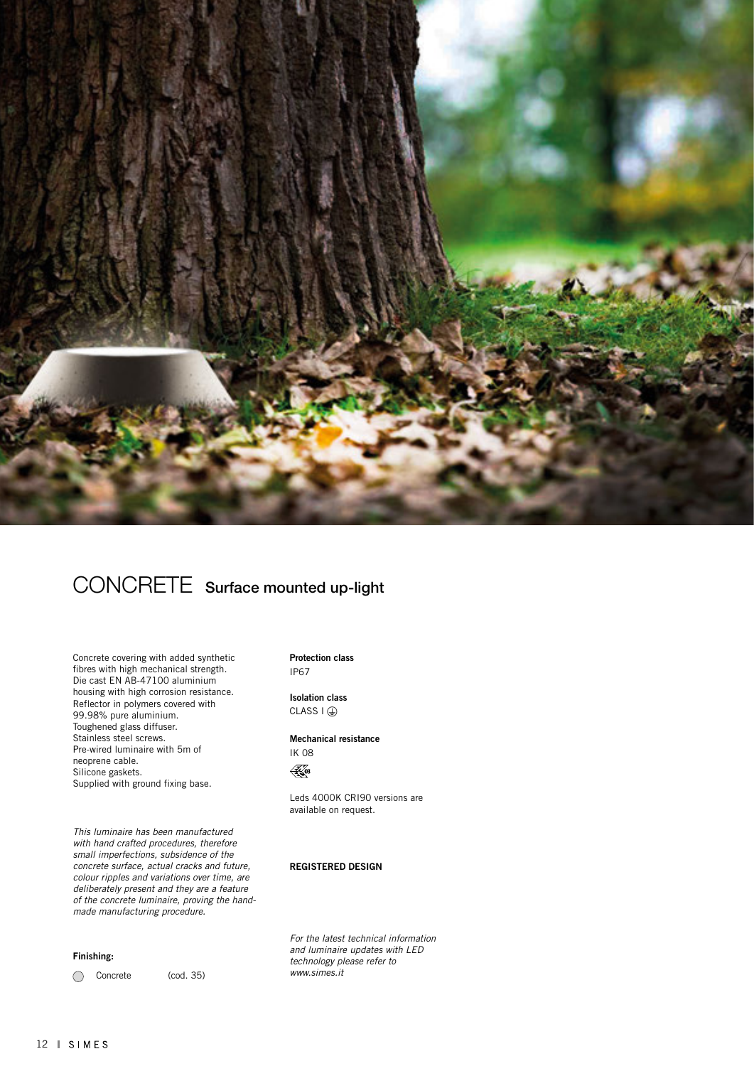# CONCRETE Surface mounted up-light

Concrete covering with added synthetic fibres with high mechanical strength.
Die cast EN AB-47100 aluminium housing with high corrosion resistance.
Reflector in polymers covered with 99.98% pure aluminium.
Toughened glass diffuser.
Stainless steel screws.
Pre-wired luminaire with 5m of neoprene cable.
Silicone gaskets.
Supplied with ground fixing base.

*This luminaire has been manufactured with hand crafted procedures, therefore small imperfections, subsidence of the concrete surface, actual cracks and future, colour ripples and variations over time, are deliberately present and they are a feature of the concrete luminaire, proving the hand-made manufacturing procedure.*

**Finishing:**

◯ Concrete (cod. 35)

**Protection class**
IP67

**Isolation class**
CLASS I ⏚

**Mechanical resistance**
IK 08

Leds 4000K CRI90 versions are available on request.

**REGISTERED DESIGN**

*For the latest technical information and luminaire updates with LED technology please refer to www.simes.it*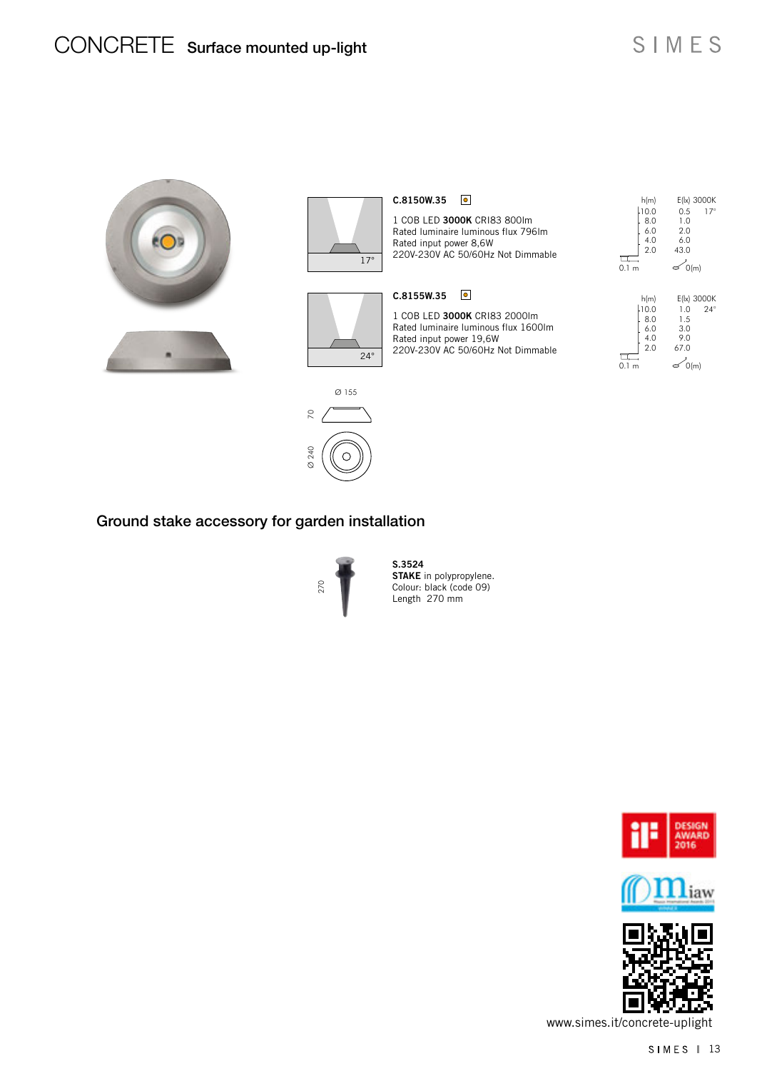# CONCRETE Surface mounted up-light

**C.8150W.35**

1 COB LED **3000K** CRI83 800lm
Rated luminaire luminous flux 796lm
Rated input power 8,6W
220V-230V AC 50/60Hz Not Dimmable

17°

h(m) E(lx) 3000K
10.0 0.5 17°
8.0 1.0
6.0 2.0
4.0 6.0
2.0 43.0
0.1 m 0(m)

**C.8155W.35**

1 COB LED **3000K** CRI83 2000lm
Rated luminaire luminous flux 1600lm
Rated input power 19,6W
220V-230V AC 50/60Hz Not Dimmable

24°

h(m) E(lx) 3000K
10.0 1.0 24°
8.0 1.5
6.0 3.0
4.0 9.0
2.0 67.0
0.1 m 0(m)

Ø 155
70
Ø 240

## Ground stake accessory for garden installation

270

**S.3524**
**STAKE** in polypropylene.
Colour: black (code 09)
Length 270 mm

DESIGN AWARD 2016

miaw

www.simes.it/concrete-uplight